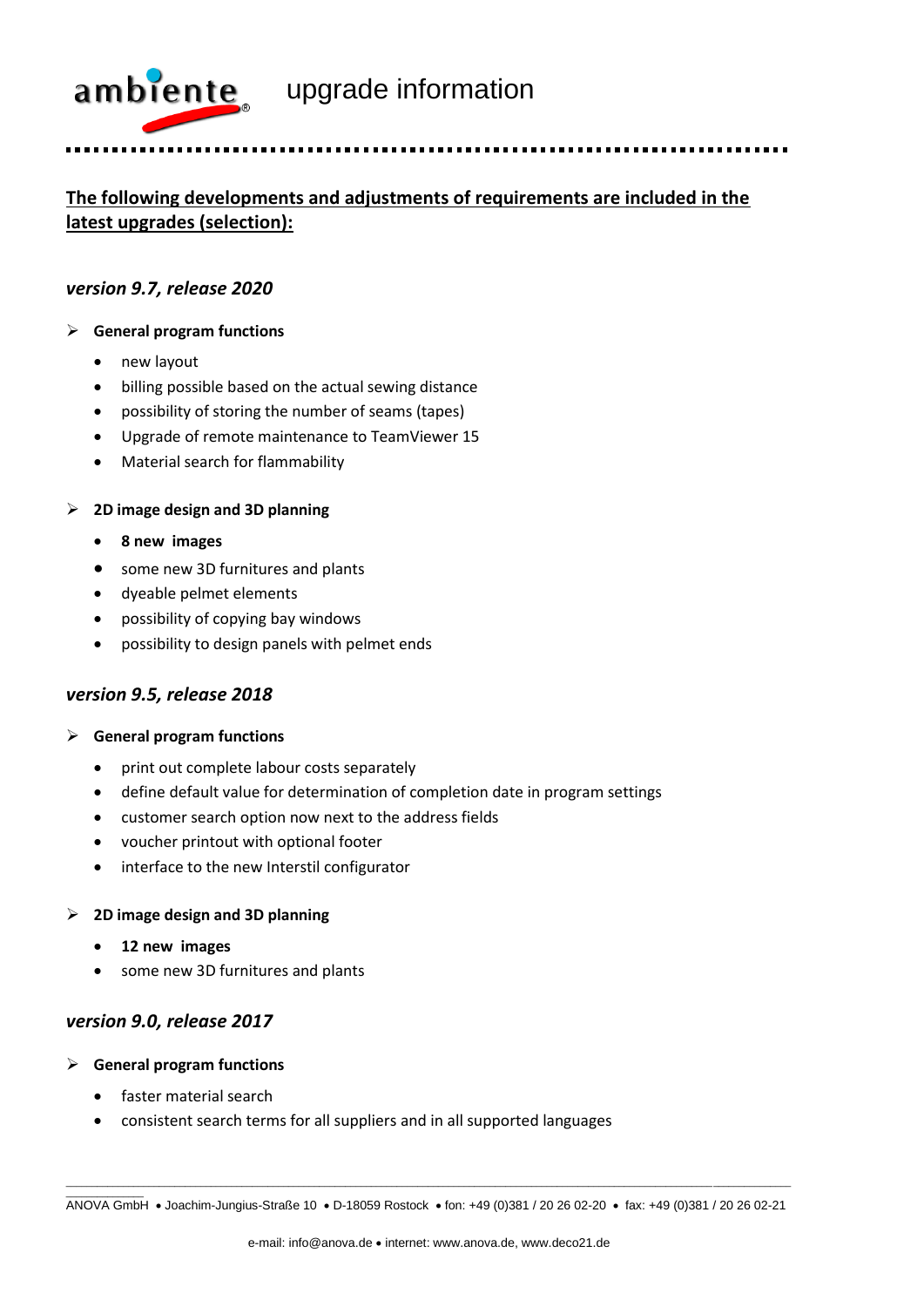ambiente upgrade information

## The following developments and adjustments of requirements are included in the latest upgrades (selection):

### *version 9.7, release 2020*

- **General program functions**
  - new layout
  - billing possible based on the actual sewing distance
  - possibility of storing the number of seams (tapes)
  - Upgrade of remote maintenance to TeamViewer 15
  - Material search for flammability
- **2D image design and 3D planning**
  - **8 new images**
  - some new 3D furnitures and plants
  - dyeable pelmet elements
  - possibility of copying bay windows
  - possibility to design panels with pelmet ends

### *version 9.5, release 2018*

- **General program functions**
  - print out complete labour costs separately
  - define default value for determination of completion date in program settings
  - customer search option now next to the address fields
  - voucher printout with optional footer
  - interface to the new Interstil configurator
- **2D image design and 3D planning**
  - **12 new images**
  - some new 3D furnitures and plants

### *version 9.0, release 2017*

- **General program functions**
  - faster material search
  - consistent search terms for all suppliers and in all supported languages

ANOVA GmbH • Joachim-Jungius-Straße 10 • D-18059 Rostock • fon: +49 (0)381 / 20 26 02-20 • fax: +49 (0)381 / 20 26 02-21

e-mail: info@anova.de • internet: www.anova.de, www.deco21.de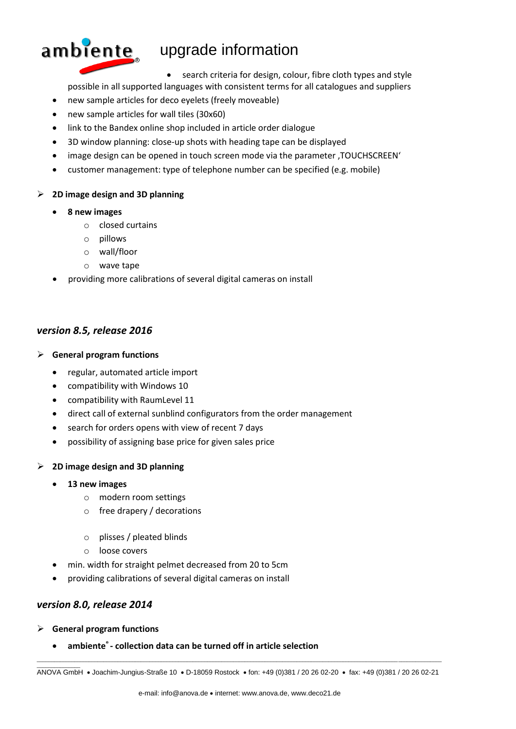- search criteria for design, colour, fibre cloth types and style possible in all supported languages with consistent terms for all catalogues and suppliers
- new sample articles for deco eyelets (freely moveable)
- new sample articles for wall tiles (30x60)
- link to the Bandex online shop included in article order dialogue
- 3D window planning: close-up shots with heading tape can be displayed
- image design can be opened in touch screen mode via the parameter ‚TOUCHSCREEN'
- customer management: type of telephone number can be specified (e.g. mobile)

➢ **2D image design and 3D planning**

- **8 new images**
  - closed curtains
  - pillows
  - wall/floor
  - wave tape
- providing more calibrations of several digital cameras on install

## *version 8.5, release 2016*

➢ **General program functions**

- regular, automated article import
- compatibility with Windows 10
- compatibility with RaumLevel 11
- direct call of external sunblind configurators from the order management
- search for orders opens with view of recent 7 days
- possibility of assigning base price for given sales price

➢ **2D image design and 3D planning**

- **13 new images**
  - modern room settings
  - free drapery / decorations
  - plisses / pleated blinds
  - loose covers
- min. width for straight pelmet decreased from 20 to 5cm
- providing calibrations of several digital cameras on install

## *version 8.0, release 2014*

➢ **General program functions**

- **ambiente® - collection data can be turned off in article selection**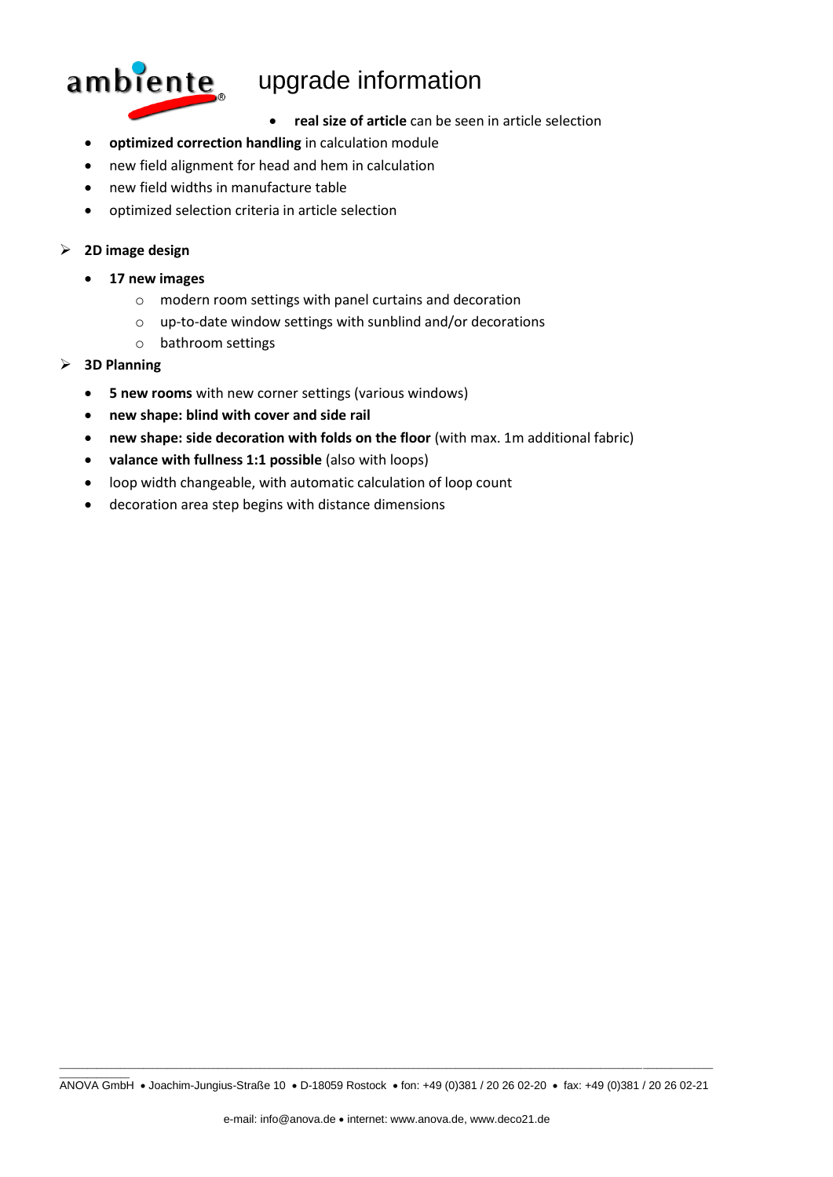- **real size of article** can be seen in article selection
- **optimized correction handling** in calculation module
- new field alignment for head and hem in calculation
- new field widths in manufacture table
- optimized selection criteria in article selection

- **2D image design**
  - **17 new images**
    - modern room settings with panel curtains and decoration
    - up-to-date window settings with sunblind and/or decorations
    - bathroom settings
- **3D Planning**
  - **5 new rooms** with new corner settings (various windows)
  - **new shape: blind with cover and side rail**
  - **new shape: side decoration with folds on the floor** (with max. 1m additional fabric)
  - **valance with fullness 1:1 possible** (also with loops)
  - loop width changeable, with automatic calculation of loop count
  - decoration area step begins with distance dimensions